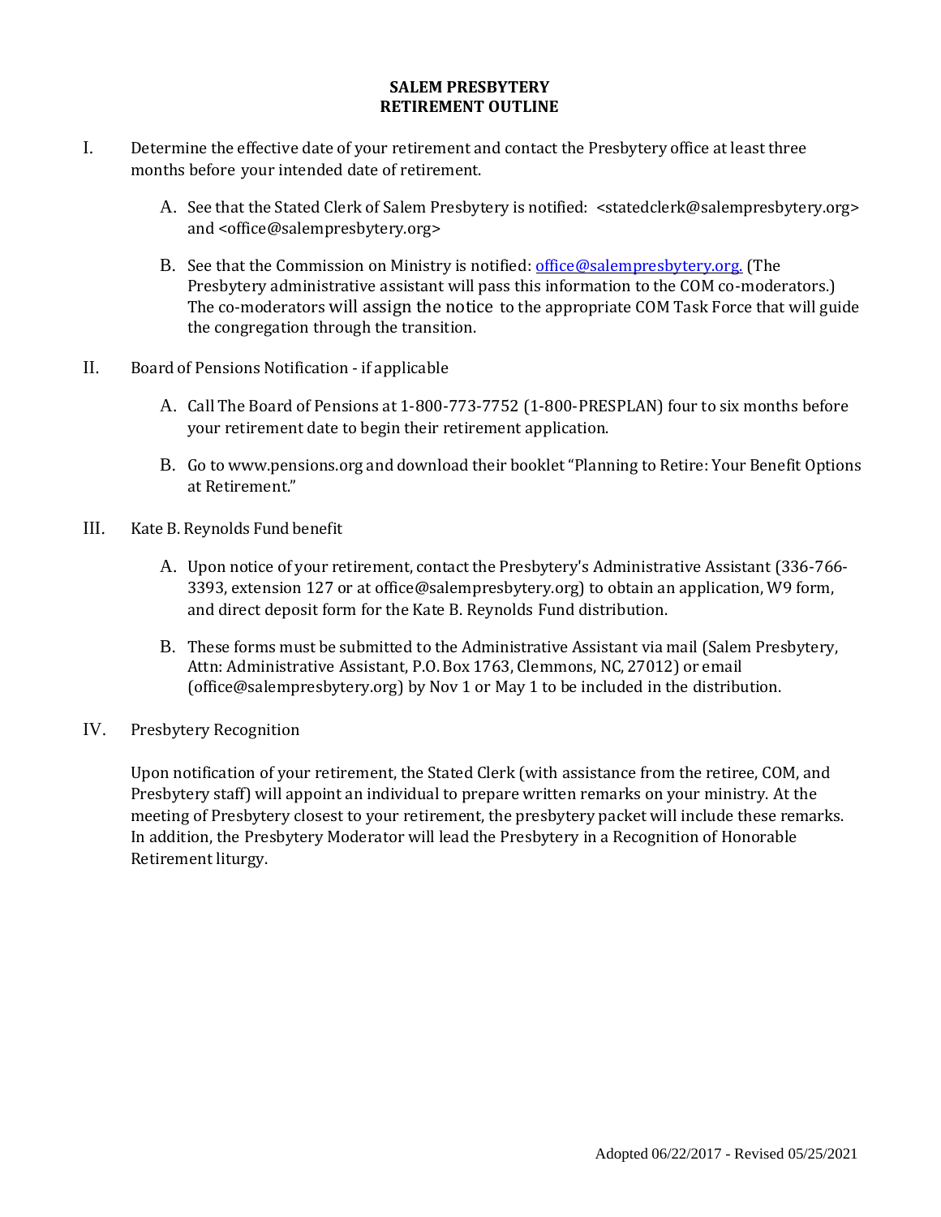# SALEM PRESBYTERY
# RETIREMENT OUTLINE

I. Determine the effective date of your retirement and contact the Presbytery office at least three months before your intended date of retirement.

   A. See that the Stated Clerk of Salem Presbytery is notified: <statedclerk@salempresbytery.org> and <office@salempresbytery.org>

   B. See that the Commission on Ministry is notified: office@salempresbytery.org. (The Presbytery administrative assistant will pass this information to the COM co-moderators.) The co-moderators will assign the notice to the appropriate COM Task Force that will guide the congregation through the transition.

II. Board of Pensions Notification - if applicable

   A. Call The Board of Pensions at 1-800-773-7752 (1-800-PRESPLAN) four to six months before your retirement date to begin their retirement application.

   B. Go to www.pensions.org and download their booklet "Planning to Retire: Your Benefit Options at Retirement."

III. Kate B. Reynolds Fund benefit

   A. Upon notice of your retirement, contact the Presbytery's Administrative Assistant (336-766-3393, extension 127 or at office@salempresbytery.org) to obtain an application, W9 form, and direct deposit form for the Kate B. Reynolds Fund distribution.

   B. These forms must be submitted to the Administrative Assistant via mail (Salem Presbytery, Attn: Administrative Assistant, P.O. Box 1763, Clemmons, NC, 27012) or email (office@salempresbytery.org) by Nov 1 or May 1 to be included in the distribution.

IV. Presbytery Recognition

Upon notification of your retirement, the Stated Clerk (with assistance from the retiree, COM, and Presbytery staff) will appoint an individual to prepare written remarks on your ministry. At the meeting of Presbytery closest to your retirement, the presbytery packet will include these remarks. In addition, the Presbytery Moderator will lead the Presbytery in a Recognition of Honorable Retirement liturgy.

Adopted 06/22/2017 - Revised 05/25/2021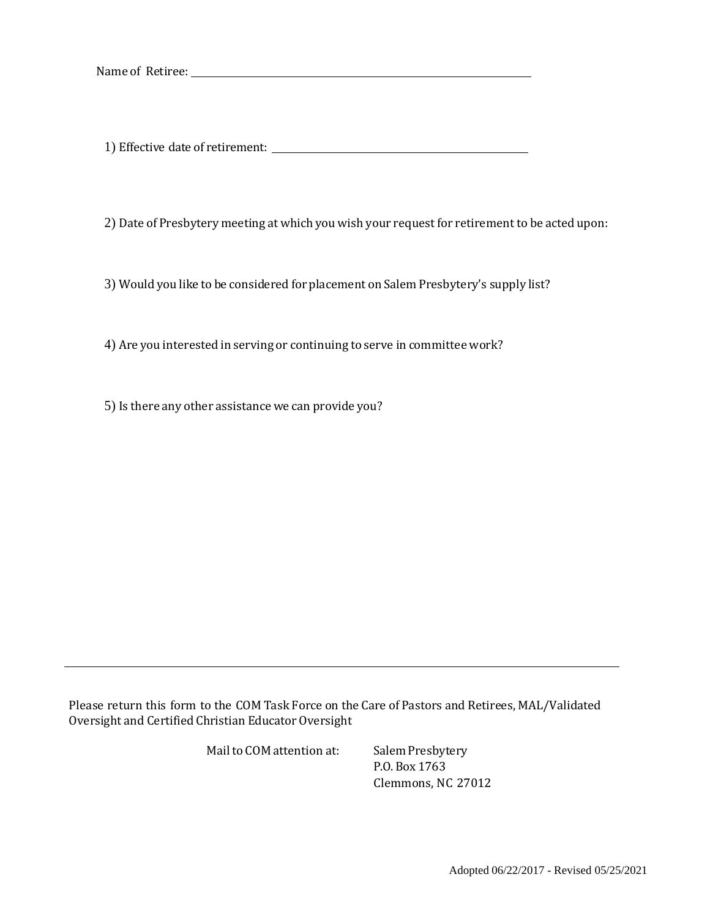Name of Retiree: ______________________________________________

1) Effective date of retirement: ______________________________

2) Date of Presbytery meeting at which you wish your request for retirement to be acted upon:

3) Would you like to be considered for placement on Salem Presbytery's supply list?

4) Are you interested in serving or continuing to serve in committee work?

5) Is there any other assistance we can provide you?

---

Please return this form to the COM Task Force on the Care of Pastors and Retirees, MAL/Validated Oversight and Certified Christian Educator Oversight

Mail to COM attention at:

Salem Presbytery
P.O. Box 1763
Clemmons, NC 27012

Adopted 06/22/2017 - Revised 05/25/2021